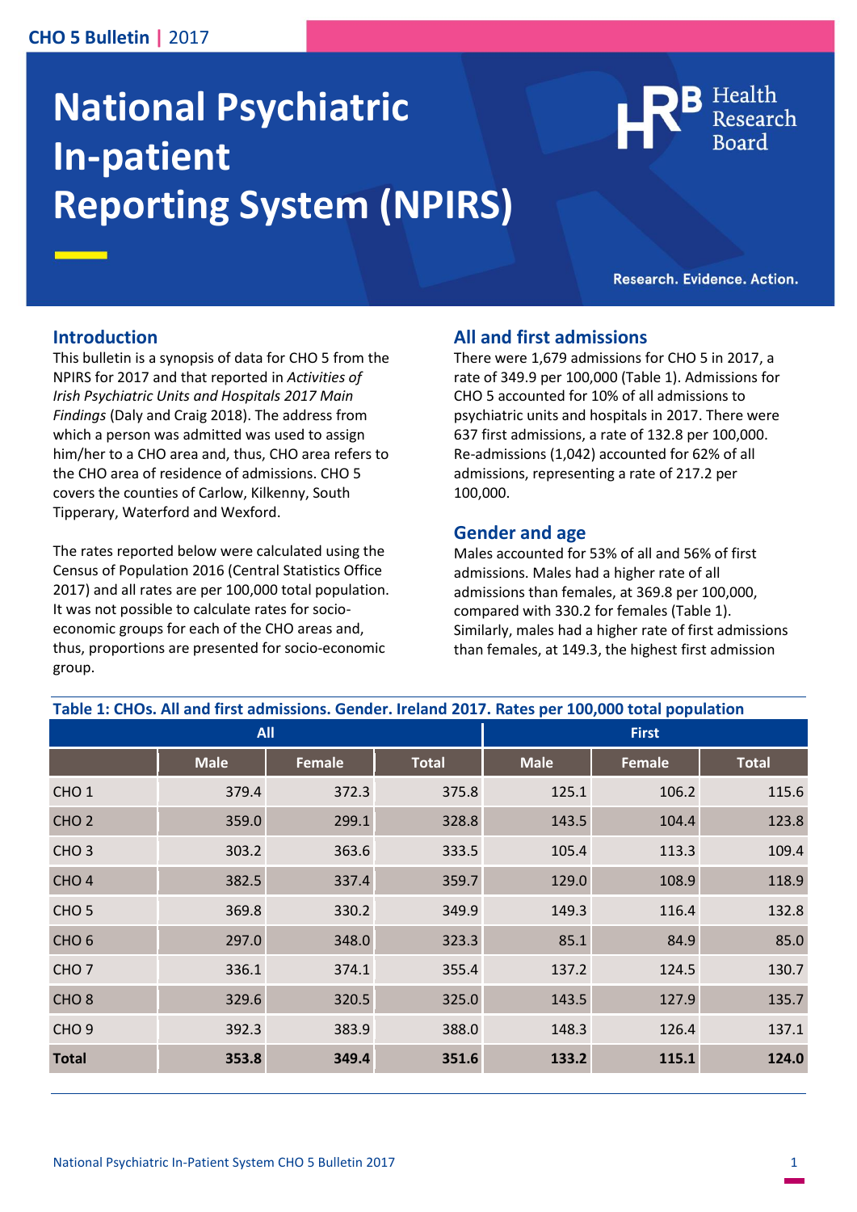# National Psychiatric In-patient Reporting System (NPIRS)

Research. Evidence. Action.

## Introduction

This bulletin is a synopsis of data for CHO 5 from the NPIRS for 2017 and that reported in *Activities of Irish Psychiatric Units and Hospitals 2017 Main Findings* (Daly and Craig 2018). The address from which a person was admitted was used to assign him/her to a CHO area and, thus, CHO area refers to the CHO area of residence of admissions. CHO 5 covers the counties of Carlow, Kilkenny, South Tipperary, Waterford and Wexford.

The rates reported below were calculated using the Census of Population 2016 (Central Statistics Office 2017) and all rates are per 100,000 total population. It was not possible to calculate rates for socio-economic groups for each of the CHO areas and, thus, proportions are presented for socio-economic group.

## All and first admissions

There were 1,679 admissions for CHO 5 in 2017, a rate of 349.9 per 100,000 (Table 1). Admissions for CHO 5 accounted for 10% of all admissions to psychiatric units and hospitals in 2017. There were 637 first admissions, a rate of 132.8 per 100,000. Re-admissions (1,042) accounted for 62% of all admissions, representing a rate of 217.2 per 100,000.

## Gender and age

Males accounted for 53% of all and 56% of first admissions. Males had a higher rate of all admissions than females, at 369.8 per 100,000, compared with 330.2 for females (Table 1). Similarly, males had a higher rate of first admissions than females, at 149.3, the highest first admission

**Table 1: CHOs. All and first admissions. Gender. Ireland 2017. Rates per 100,000 total population**

| | All | | | First | | |
|---|---|---|---|---|---|---|
| | Male | Female | Total | Male | Female | Total |
| CHO 1 | 379.4 | 372.3 | 375.8 | 125.1 | 106.2 | 115.6 |
| CHO 2 | 359.0 | 299.1 | 328.8 | 143.5 | 104.4 | 123.8 |
| CHO 3 | 303.2 | 363.6 | 333.5 | 105.4 | 113.3 | 109.4 |
| CHO 4 | 382.5 | 337.4 | 359.7 | 129.0 | 108.9 | 118.9 |
| CHO 5 | 369.8 | 330.2 | 349.9 | 149.3 | 116.4 | 132.8 |
| CHO 6 | 297.0 | 348.0 | 323.3 | 85.1 | 84.9 | 85.0 |
| CHO 7 | 336.1 | 374.1 | 355.4 | 137.2 | 124.5 | 130.7 |
| CHO 8 | 329.6 | 320.5 | 325.0 | 143.5 | 127.9 | 135.7 |
| CHO 9 | 392.3 | 383.9 | 388.0 | 148.3 | 126.4 | 137.1 |
| **Total** | **353.8** | **349.4** | **351.6** | **133.2** | **115.1** | **124.0** |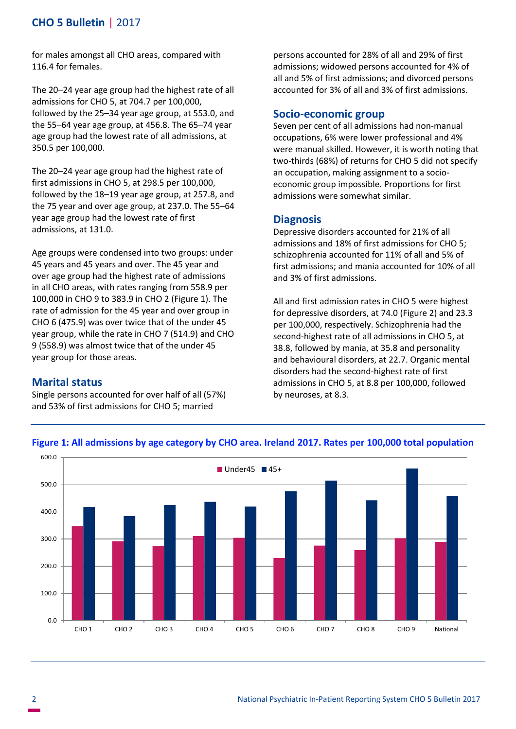for males amongst all CHO areas, compared with 116.4 for females.

The 20–24 year age group had the highest rate of all admissions for CHO 5, at 704.7 per 100,000, followed by the 25–34 year age group, at 553.0, and the 55–64 year age group, at 456.8. The 65–74 year age group had the lowest rate of all admissions, at 350.5 per 100,000.

The 20–24 year age group had the highest rate of first admissions in CHO 5, at 298.5 per 100,000, followed by the 18–19 year age group, at 257.8, and the 75 year and over age group, at 237.0. The 55–64 year age group had the lowest rate of first admissions, at 131.0.

Age groups were condensed into two groups: under 45 years and 45 years and over. The 45 year and over age group had the highest rate of admissions in all CHO areas, with rates ranging from 558.9 per 100,000 in CHO 9 to 383.9 in CHO 2 (Figure 1). The rate of admission for the 45 year and over group in CHO 6 (475.9) was over twice that of the under 45 year group, while the rate in CHO 7 (514.9) and CHO 9 (558.9) was almost twice that of the under 45 year group for those areas.

## Marital status

Single persons accounted for over half of all (57%) and 53% of first admissions for CHO 5; married persons accounted for 28% of all and 29% of first admissions; widowed persons accounted for 4% of all and 5% of first admissions; and divorced persons accounted for 3% of all and 3% of first admissions.

## Socio-economic group

Seven per cent of all admissions had non-manual occupations, 6% were lower professional and 4% were manual skilled. However, it is worth noting that two-thirds (68%) of returns for CHO 5 did not specify an occupation, making assignment to a socio-economic group impossible. Proportions for first admissions were somewhat similar.

## Diagnosis

Depressive disorders accounted for 21% of all admissions and 18% of first admissions for CHO 5; schizophrenia accounted for 11% of all and 5% of first admissions; and mania accounted for 10% of all and 3% of first admissions.

All and first admission rates in CHO 5 were highest for depressive disorders, at 74.0 (Figure 2) and 23.3 per 100,000, respectively. Schizophrenia had the second-highest rate of all admissions in CHO 5, at 38.8, followed by mania, at 35.8 and personality and behavioural disorders, at 22.7. Organic mental disorders had the second-highest rate of first admissions in CHO 5, at 8.8 per 100,000, followed by neuroses, at 8.3.

**Figure 1: All admissions by age category by CHO area. Ireland 2017. Rates per 100,000 total population**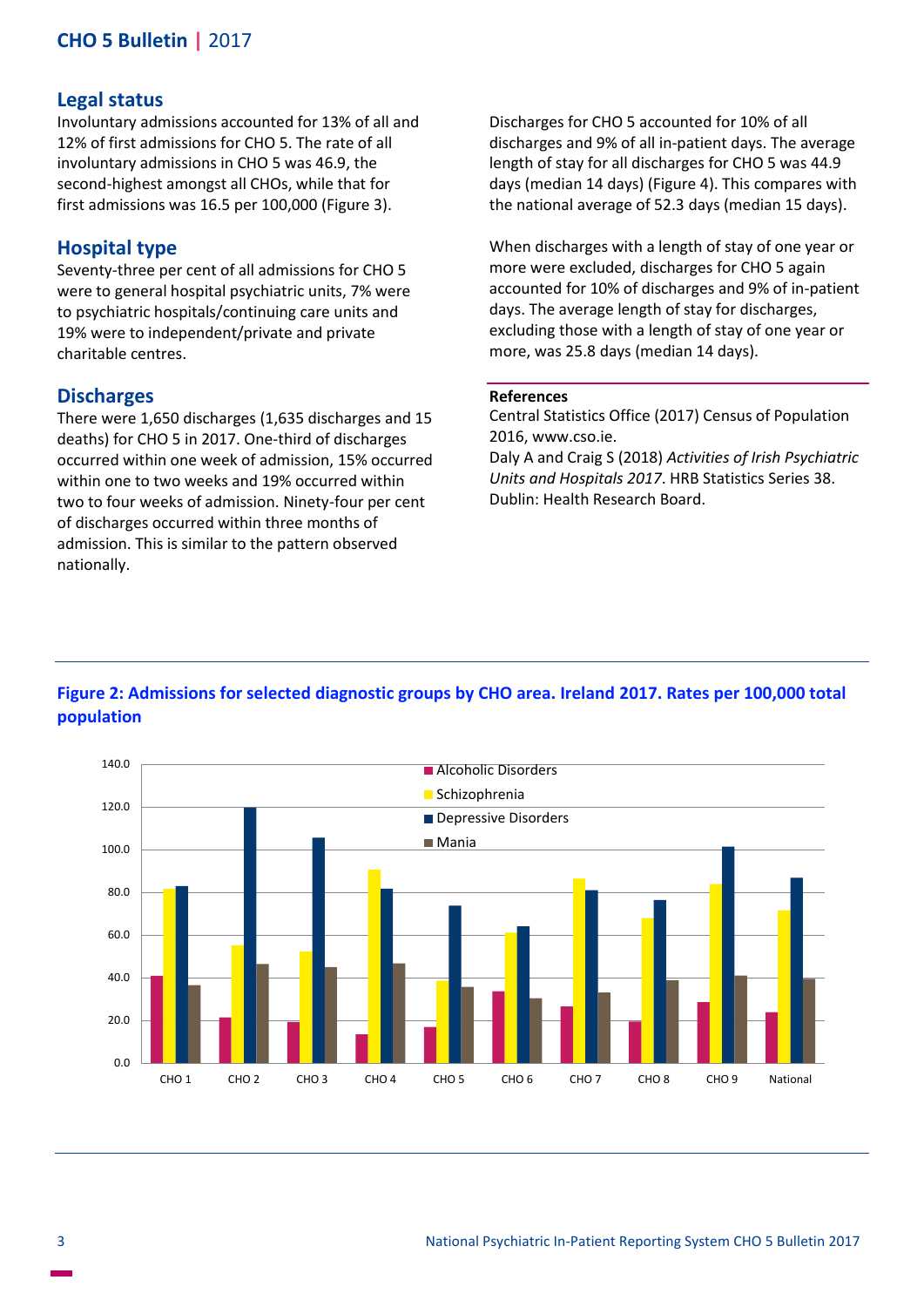## Legal status

Involuntary admissions accounted for 13% of all and 12% of first admissions for CHO 5. The rate of all involuntary admissions in CHO 5 was 46.9, the second-highest amongst all CHOs, while that for first admissions was 16.5 per 100,000 (Figure 3).

## Hospital type

Seventy-three per cent of all admissions for CHO 5 were to general hospital psychiatric units, 7% were to psychiatric hospitals/continuing care units and 19% were to independent/private and private charitable centres.

## Discharges

There were 1,650 discharges (1,635 discharges and 15 deaths) for CHO 5 in 2017. One-third of discharges occurred within one week of admission, 15% occurred within one to two weeks and 19% occurred within two to four weeks of admission. Ninety-four per cent of discharges occurred within three months of admission. This is similar to the pattern observed nationally.

Discharges for CHO 5 accounted for 10% of all discharges and 9% of all in-patient days. The average length of stay for all discharges for CHO 5 was 44.9 days (median 14 days) (Figure 4). This compares with the national average of 52.3 days (median 15 days).

When discharges with a length of stay of one year or more were excluded, discharges for CHO 5 again accounted for 10% of discharges and 9% of in-patient days. The average length of stay for discharges, excluding those with a length of stay of one year or more, was 25.8 days (median 14 days).

**References**

Central Statistics Office (2017) Census of Population 2016, www.cso.ie.

Daly A and Craig S (2018) *Activities of Irish Psychiatric Units and Hospitals 2017*. HRB Statistics Series 38. Dublin: Health Research Board.

**Figure 2: Admissions for selected diagnostic groups by CHO area. Ireland 2017. Rates per 100,000 total population**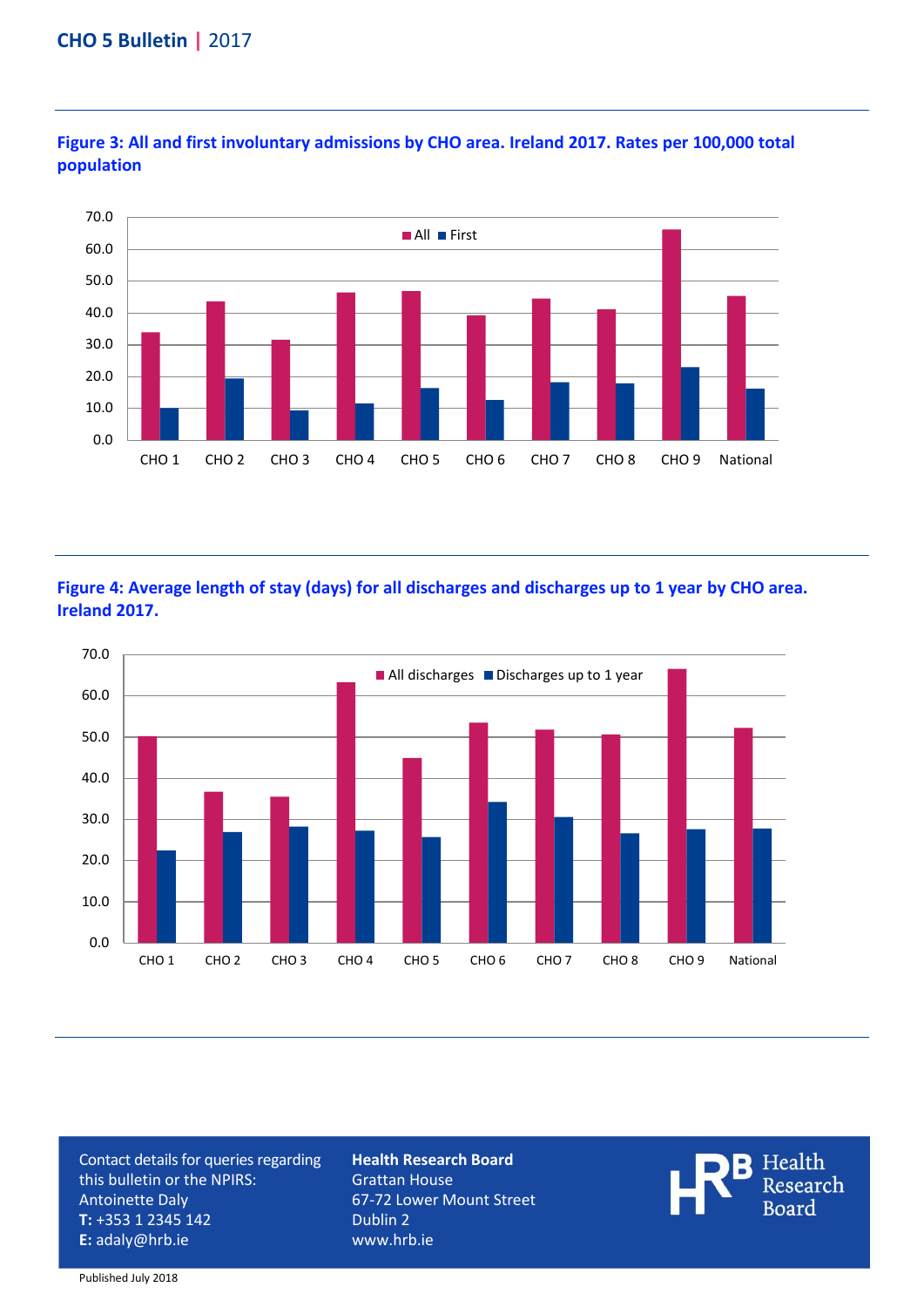**Figure 3: All and first involuntary admissions by CHO area. Ireland 2017. Rates per 100,000 total population**

70.0
60.0
50.0
40.0
30.0
20.0
10.0
0.0

All First

CHO 1 CHO 2 CHO 3 CHO 4 CHO 5 CHO 6 CHO 7 CHO 8 CHO 9 National

**Figure 4: Average length of stay (days) for all discharges and discharges up to 1 year by CHO area. Ireland 2017.**

70.0
60.0
50.0
40.0
30.0
20.0
10.0
0.0

All discharges Discharges up to 1 year

CHO 1 CHO 2 CHO 3 CHO 4 CHO 5 CHO 6 CHO 7 CHO 8 CHO 9 National

Contact details for queries regarding this bulletin or the NPIRS:
Antoinette Daly
**T:** +353 1 2345 142
**E:** adaly@hrb.ie

**Health Research Board**
Grattan House
67-72 Lower Mount Street
Dublin 2
www.hrb.ie

HRB Health Research Board

Published July 2018